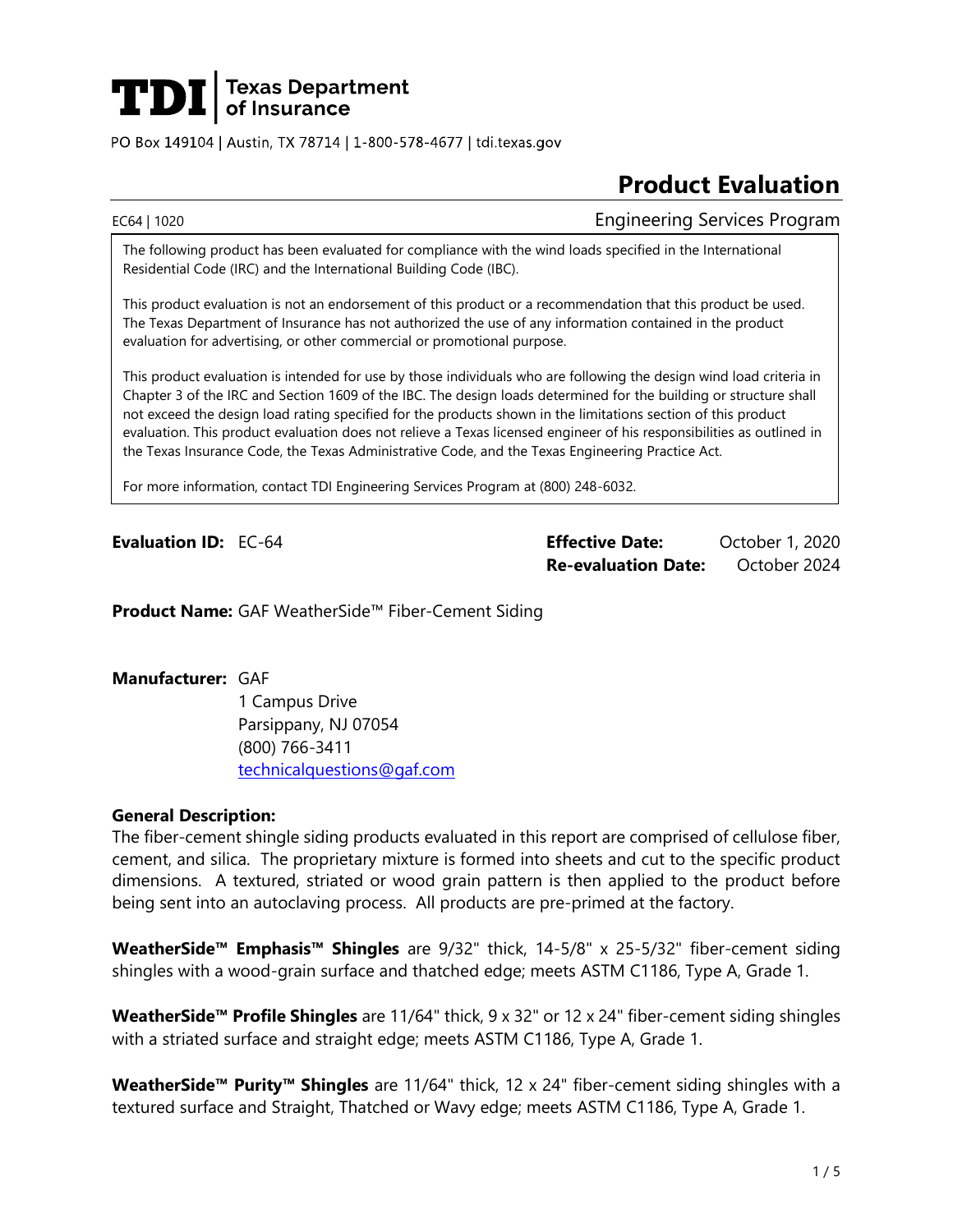**TDI | Texas Department of Insurance**

PO Box 149104 | Austin, TX 78714 | 1-800-578-4677 | tdi.texas.gov

# Product Evaluation

EC64 | 1020 — Engineering Services Program

The following product has been evaluated for compliance with the wind loads specified in the International Residential Code (IRC) and the International Building Code (IBC).

This product evaluation is not an endorsement of this product or a recommendation that this product be used. The Texas Department of Insurance has not authorized the use of any information contained in the product evaluation for advertising, or other commercial or promotional purpose.

This product evaluation is intended for use by those individuals who are following the design wind load criteria in Chapter 3 of the IRC and Section 1609 of the IBC. The design loads determined for the building or structure shall not exceed the design load rating specified for the products shown in the limitations section of this product evaluation. This product evaluation does not relieve a Texas licensed engineer of his responsibilities as outlined in the Texas Insurance Code, the Texas Administrative Code, and the Texas Engineering Practice Act.

For more information, contact TDI Engineering Services Program at (800) 248-6032.

**Evaluation ID:** EC-64

**Effective Date:** October 1, 2020
**Re-evaluation Date:** October 2024

**Product Name:** GAF WeatherSide™ Fiber-Cement Siding

**Manufacturer:** GAF
1 Campus Drive
Parsippany, NJ 07054
(800) 766-3411
technicalquestions@gaf.com

**General Description:**
The fiber-cement shingle siding products evaluated in this report are comprised of cellulose fiber, cement, and silica. The proprietary mixture is formed into sheets and cut to the specific product dimensions. A textured, striated or wood grain pattern is then applied to the product before being sent into an autoclaving process. All products are pre-primed at the factory.

**WeatherSide™ Emphasis™ Shingles** are 9/32" thick, 14-5/8" x 25-5/32" fiber-cement siding shingles with a wood-grain surface and thatched edge; meets ASTM C1186, Type A, Grade 1.

**WeatherSide™ Profile Shingles** are 11/64" thick, 9 x 32" or 12 x 24" fiber-cement siding shingles with a striated surface and straight edge; meets ASTM C1186, Type A, Grade 1.

**WeatherSide™ Purity™ Shingles** are 11/64" thick, 12 x 24" fiber-cement siding shingles with a textured surface and Straight, Thatched or Wavy edge; meets ASTM C1186, Type A, Grade 1.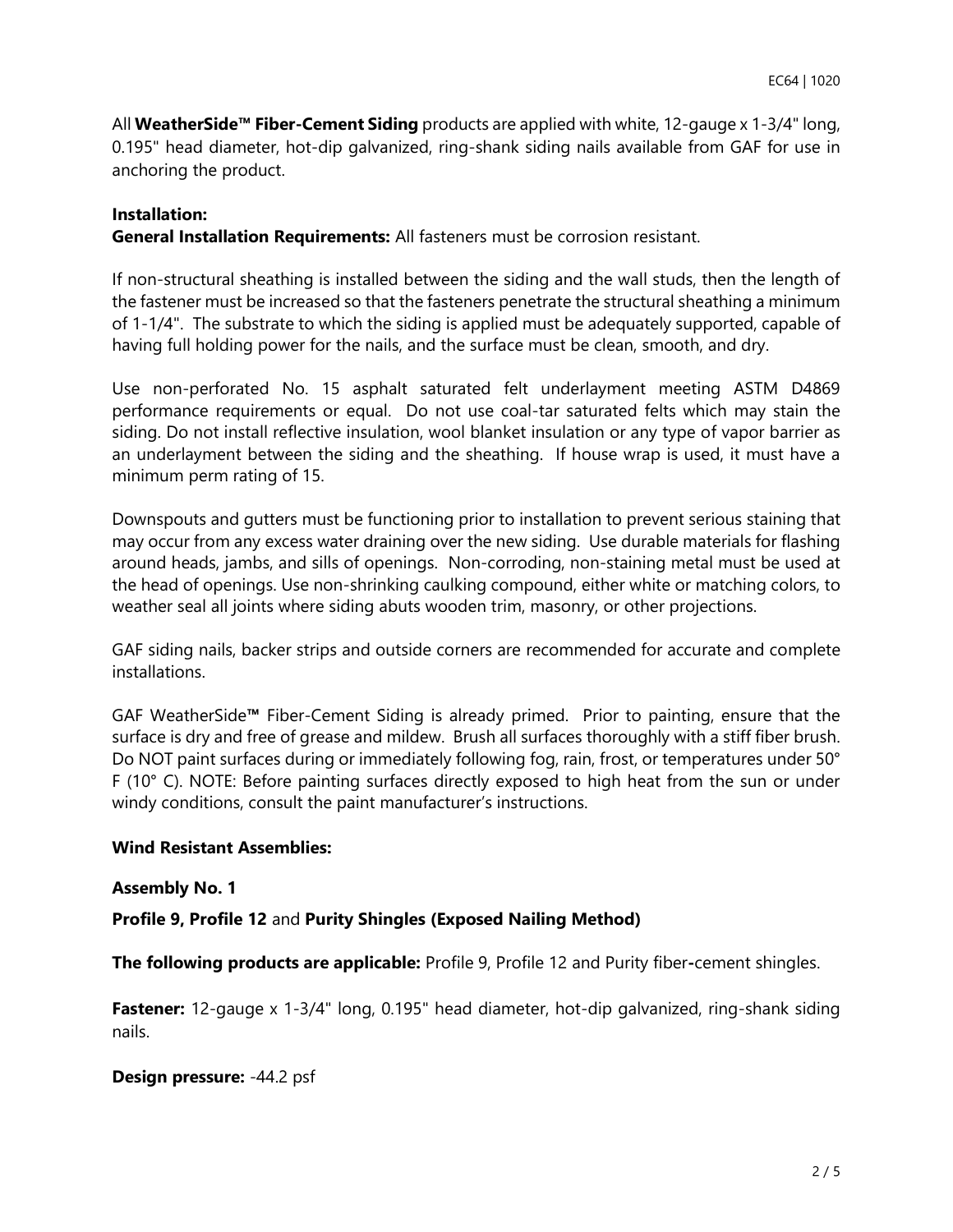All **WeatherSide™ Fiber-Cement Siding** products are applied with white, 12-gauge x 1-3/4" long, 0.195" head diameter, hot-dip galvanized, ring-shank siding nails available from GAF for use in anchoring the product.

**Installation:**

**General Installation Requirements:** All fasteners must be corrosion resistant.

If non-structural sheathing is installed between the siding and the wall studs, then the length of the fastener must be increased so that the fasteners penetrate the structural sheathing a minimum of 1-1/4". The substrate to which the siding is applied must be adequately supported, capable of having full holding power for the nails, and the surface must be clean, smooth, and dry.

Use non-perforated No. 15 asphalt saturated felt underlayment meeting ASTM D4869 performance requirements or equal. Do not use coal-tar saturated felts which may stain the siding. Do not install reflective insulation, wool blanket insulation or any type of vapor barrier as an underlayment between the siding and the sheathing. If house wrap is used, it must have a minimum perm rating of 15.

Downspouts and gutters must be functioning prior to installation to prevent serious staining that may occur from any excess water draining over the new siding. Use durable materials for flashing around heads, jambs, and sills of openings. Non-corroding, non-staining metal must be used at the head of openings. Use non-shrinking caulking compound, either white or matching colors, to weather seal all joints where siding abuts wooden trim, masonry, or other projections.

GAF siding nails, backer strips and outside corners are recommended for accurate and complete installations.

GAF WeatherSide™ Fiber-Cement Siding is already primed. Prior to painting, ensure that the surface is dry and free of grease and mildew. Brush all surfaces thoroughly with a stiff fiber brush. Do NOT paint surfaces during or immediately following fog, rain, frost, or temperatures under 50° F (10° C). NOTE: Before painting surfaces directly exposed to high heat from the sun or under windy conditions, consult the paint manufacturer's instructions.

**Wind Resistant Assemblies:**

**Assembly No. 1**

**Profile 9, Profile 12** and **Purity Shingles (Exposed Nailing Method)**

**The following products are applicable:** Profile 9, Profile 12 and Purity fiber-cement shingles.

**Fastener:** 12-gauge x 1-3/4" long, 0.195" head diameter, hot-dip galvanized, ring-shank siding nails.

**Design pressure:** -44.2 psf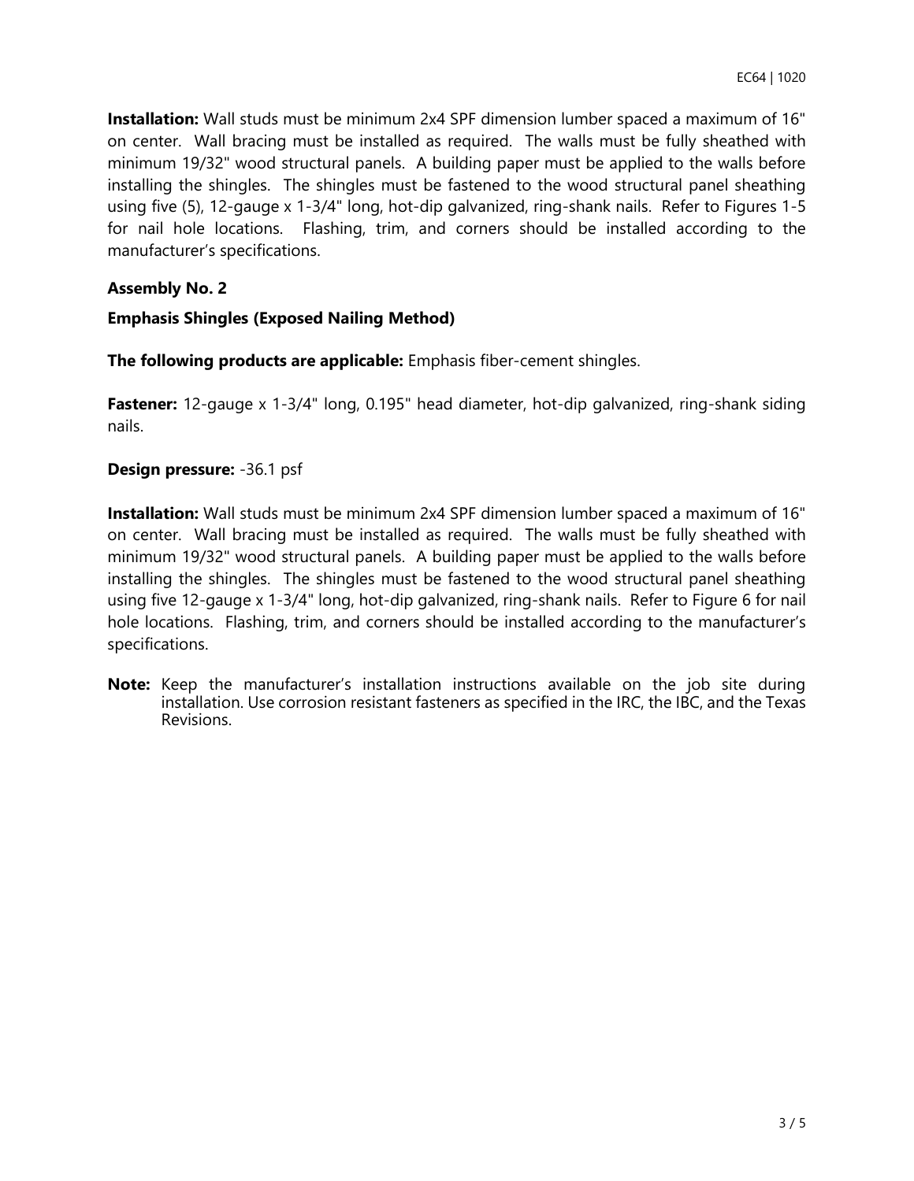**Installation:** Wall studs must be minimum 2x4 SPF dimension lumber spaced a maximum of 16" on center. Wall bracing must be installed as required. The walls must be fully sheathed with minimum 19/32" wood structural panels. A building paper must be applied to the walls before installing the shingles. The shingles must be fastened to the wood structural panel sheathing using five (5), 12-gauge x 1-3/4" long, hot-dip galvanized, ring-shank nails. Refer to Figures 1-5 for nail hole locations. Flashing, trim, and corners should be installed according to the manufacturer's specifications.

**Assembly No. 2**

**Emphasis Shingles (Exposed Nailing Method)**

**The following products are applicable:** Emphasis fiber-cement shingles.

**Fastener:** 12-gauge x 1-3/4" long, 0.195" head diameter, hot-dip galvanized, ring-shank siding nails.

**Design pressure:** -36.1 psf

**Installation:** Wall studs must be minimum 2x4 SPF dimension lumber spaced a maximum of 16" on center. Wall bracing must be installed as required. The walls must be fully sheathed with minimum 19/32" wood structural panels. A building paper must be applied to the walls before installing the shingles. The shingles must be fastened to the wood structural panel sheathing using five 12-gauge x 1-3/4" long, hot-dip galvanized, ring-shank nails. Refer to Figure 6 for nail hole locations. Flashing, trim, and corners should be installed according to the manufacturer's specifications.

**Note:** Keep the manufacturer's installation instructions available on the job site during installation. Use corrosion resistant fasteners as specified in the IRC, the IBC, and the Texas Revisions.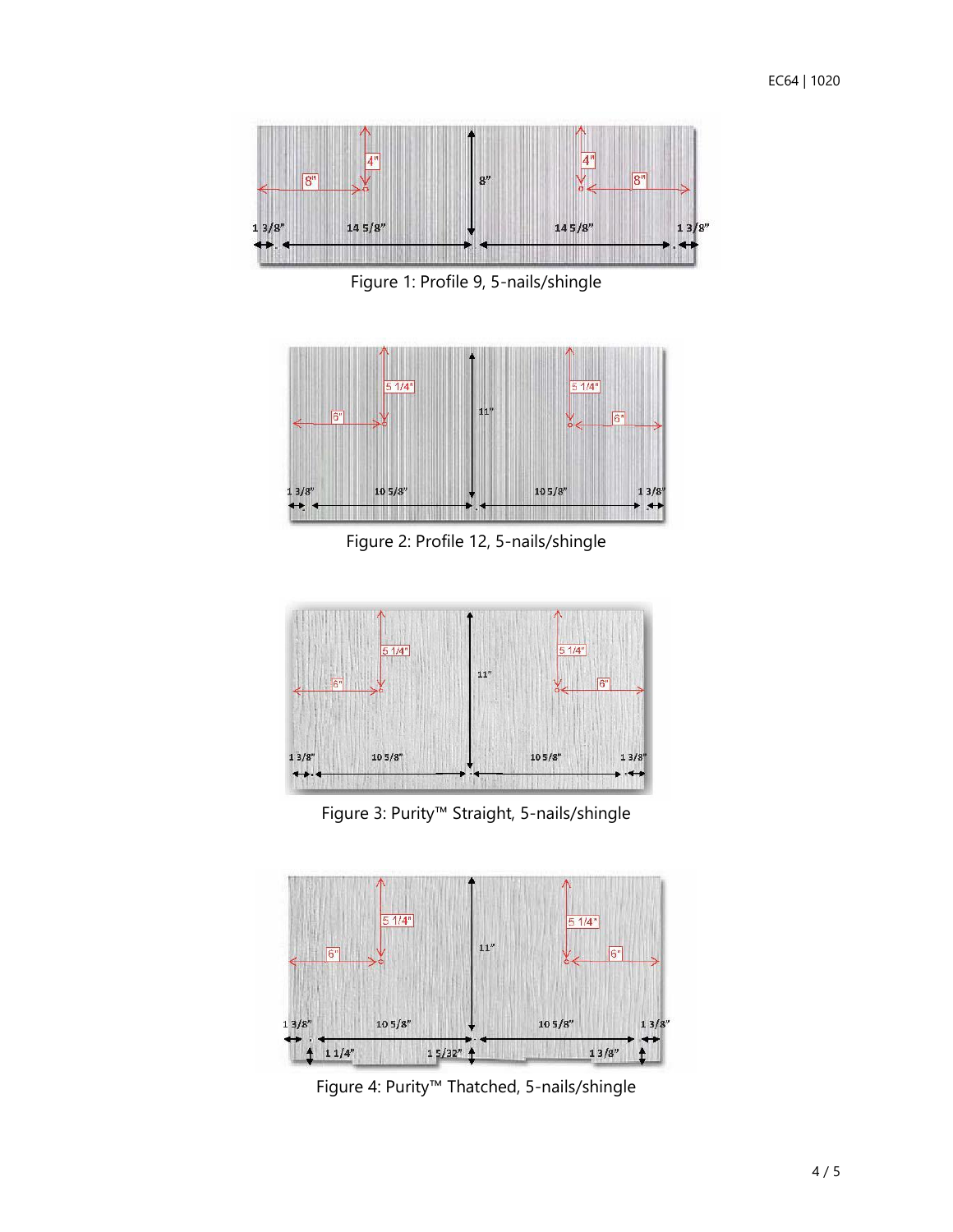Figure 1: Profile 9, 5-nails/shingle

Figure 2: Profile 12, 5-nails/shingle

Figure 3: Purity™ Straight, 5-nails/shingle

Figure 4: Purity™ Thatched, 5-nails/shingle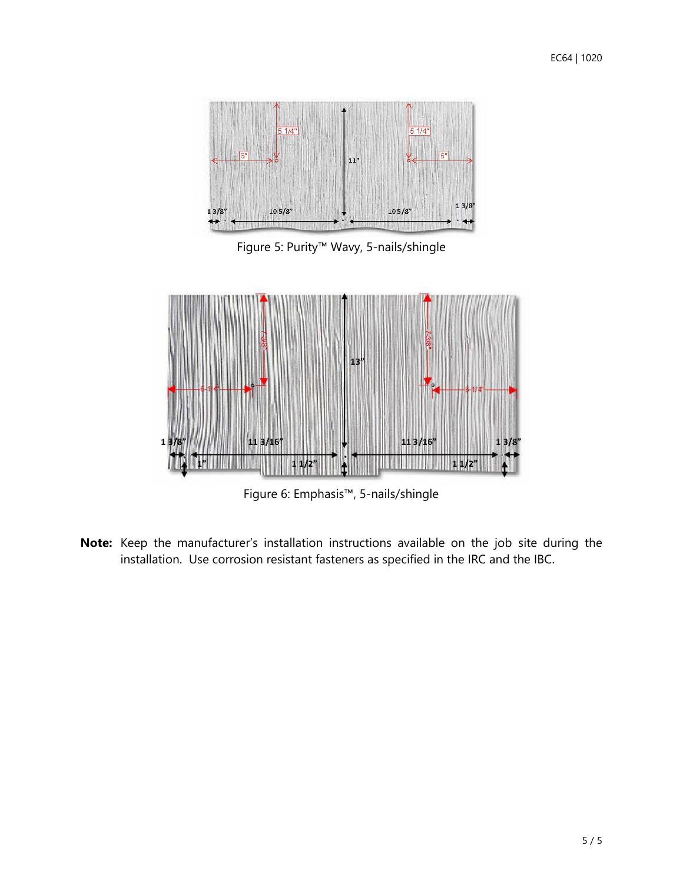Figure 5: Purity™ Wavy, 5-nails/shingle

Figure 6: Emphasis™, 5-nails/shingle

**Note:** Keep the manufacturer's installation instructions available on the job site during the installation. Use corrosion resistant fasteners as specified in the IRC and the IBC.